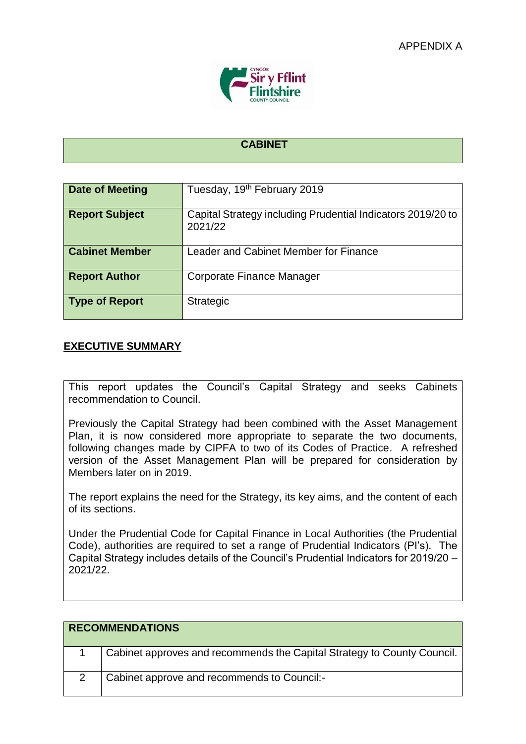APPENDIX A

# CABINET

| | |
|---|---|
| **Date of Meeting** | Tuesday, 19th February 2019 |
| **Report Subject** | Capital Strategy including Prudential Indicators 2019/20 to 2021/22 |
| **Cabinet Member** | Leader and Cabinet Member for Finance |
| **Report Author** | Corporate Finance Manager |
| **Type of Report** | Strategic |

## EXECUTIVE SUMMARY

This report updates the Council's Capital Strategy and seeks Cabinets recommendation to Council.

Previously the Capital Strategy had been combined with the Asset Management Plan, it is now considered more appropriate to separate the two documents, following changes made by CIPFA to two of its Codes of Practice. A refreshed version of the Asset Management Plan will be prepared for consideration by Members later on in 2019.

The report explains the need for the Strategy, its key aims, and the content of each of its sections.

Under the Prudential Code for Capital Finance in Local Authorities (the Prudential Code), authorities are required to set a range of Prudential Indicators (PI's). The Capital Strategy includes details of the Council's Prudential Indicators for 2019/20 – 2021/22.

| **RECOMMENDATIONS** | |
|---|---|
| 1 | Cabinet approves and recommends the Capital Strategy to County Council. |
| 2 | Cabinet approve and recommends to Council:- |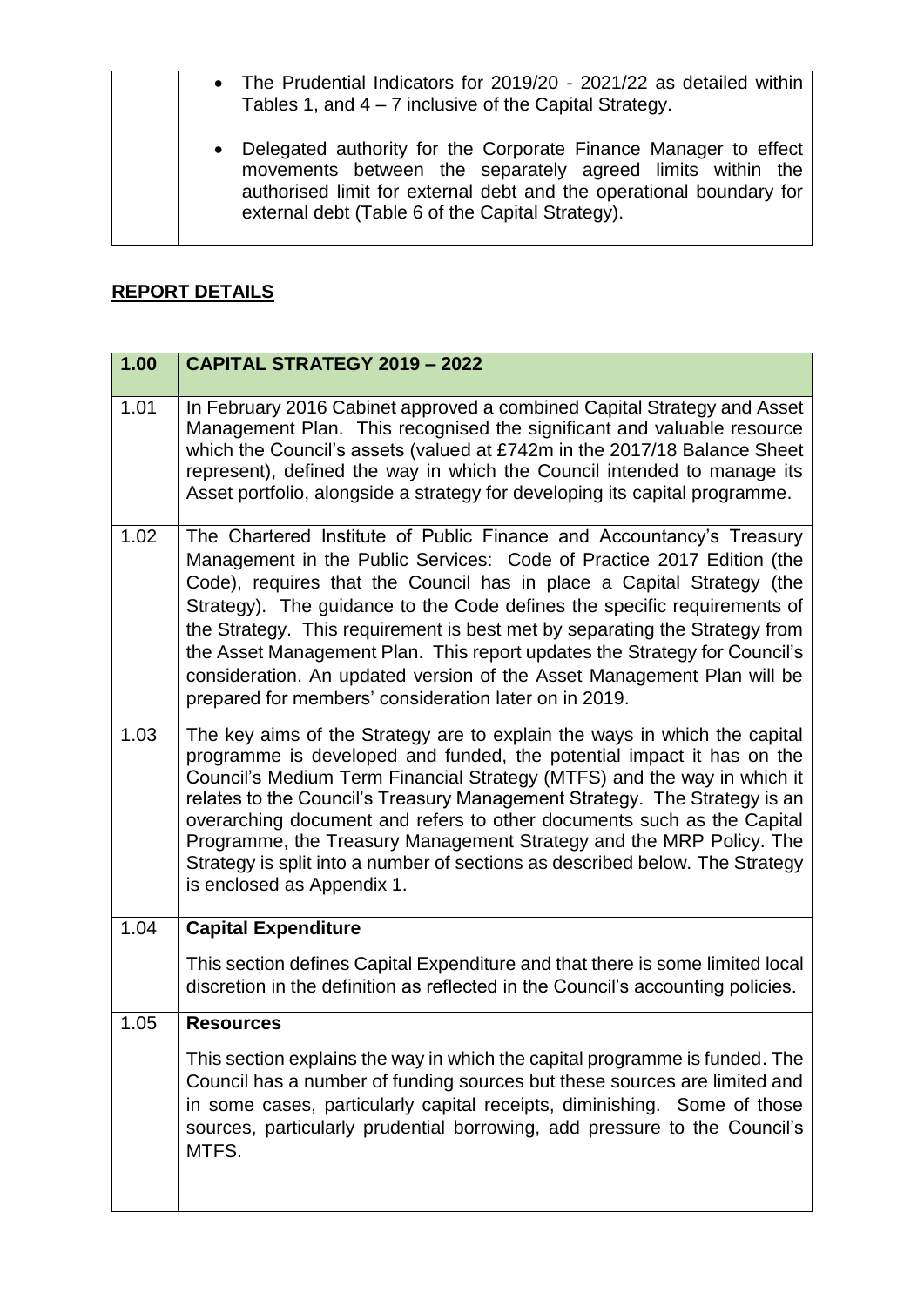| | |
|---|---|
| | • The Prudential Indicators for 2019/20 - 2021/22 as detailed within Tables 1, and 4 – 7 inclusive of the Capital Strategy.<br><br>• Delegated authority for the Corporate Finance Manager to effect movements between the separately agreed limits within the authorised limit for external debt and the operational boundary for external debt (Table 6 of the Capital Strategy). |

## **REPORT DETAILS**

| **1.00** | **CAPITAL STRATEGY 2019 – 2022** |
|---|---|
| 1.01 | In February 2016 Cabinet approved a combined Capital Strategy and Asset Management Plan. This recognised the significant and valuable resource which the Council's assets (valued at £742m in the 2017/18 Balance Sheet represent), defined the way in which the Council intended to manage its Asset portfolio, alongside a strategy for developing its capital programme. |
| 1.02 | The Chartered Institute of Public Finance and Accountancy's Treasury Management in the Public Services: Code of Practice 2017 Edition (the Code), requires that the Council has in place a Capital Strategy (the Strategy). The guidance to the Code defines the specific requirements of the Strategy. This requirement is best met by separating the Strategy from the Asset Management Plan. This report updates the Strategy for Council's consideration. An updated version of the Asset Management Plan will be prepared for members' consideration later on in 2019. |
| 1.03 | The key aims of the Strategy are to explain the ways in which the capital programme is developed and funded, the potential impact it has on the Council's Medium Term Financial Strategy (MTFS) and the way in which it relates to the Council's Treasury Management Strategy. The Strategy is an overarching document and refers to other documents such as the Capital Programme, the Treasury Management Strategy and the MRP Policy. The Strategy is split into a number of sections as described below. The Strategy is enclosed as Appendix 1. |
| 1.04 | **Capital Expenditure**<br><br>This section defines Capital Expenditure and that there is some limited local discretion in the definition as reflected in the Council's accounting policies. |
| 1.05 | **Resources**<br><br>This section explains the way in which the capital programme is funded. The Council has a number of funding sources but these sources are limited and in some cases, particularly capital receipts, diminishing. Some of those sources, particularly prudential borrowing, add pressure to the Council's MTFS. |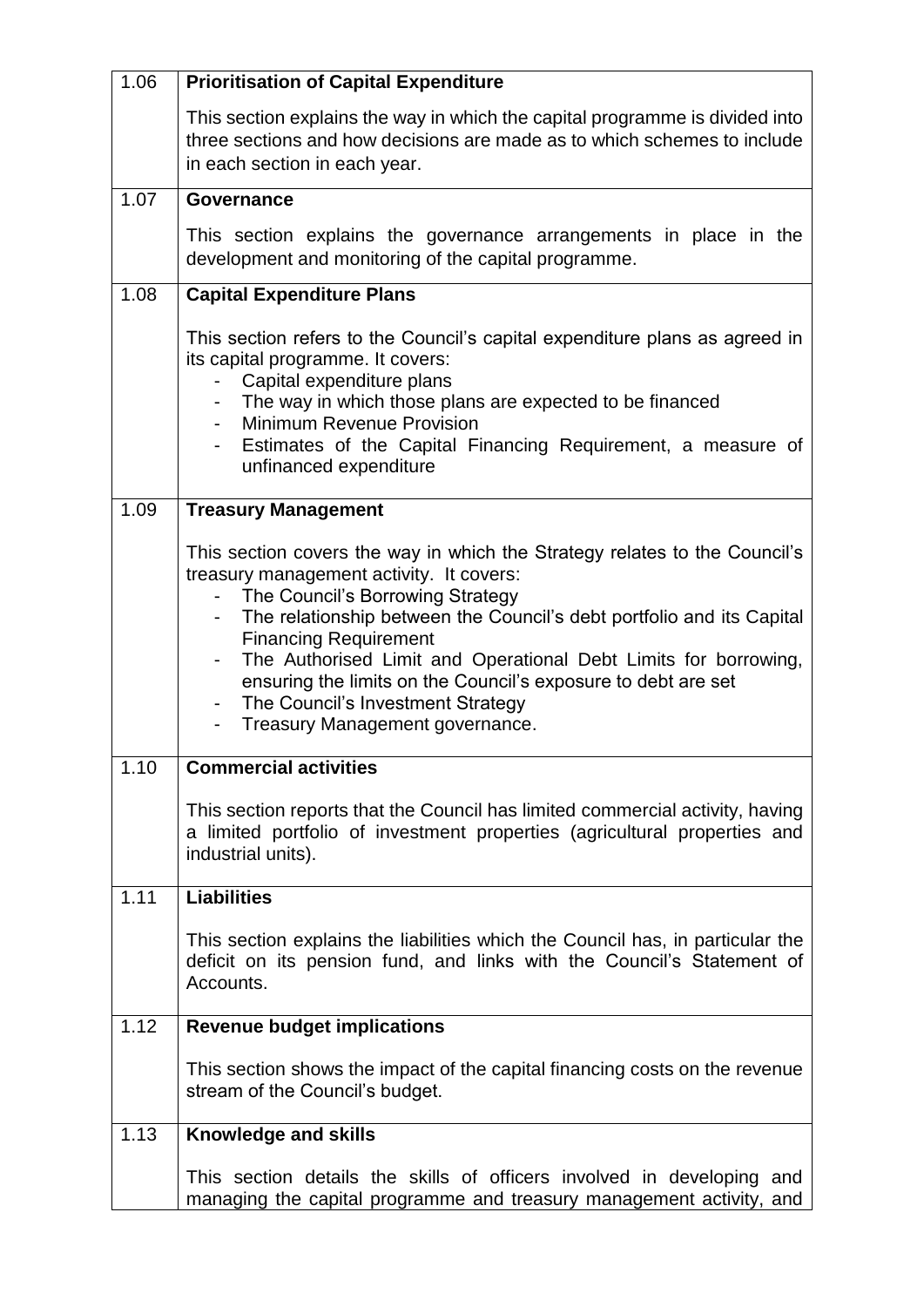| | |
|---|---|
| 1.06 | **Prioritisation of Capital Expenditure**<br><br>This section explains the way in which the capital programme is divided into three sections and how decisions are made as to which schemes to include in each section in each year. |
| 1.07 | **Governance**<br><br>This section explains the governance arrangements in place in the development and monitoring of the capital programme. |
| 1.08 | **Capital Expenditure Plans**<br><br>This section refers to the Council's capital expenditure plans as agreed in its capital programme. It covers:<br>- Capital expenditure plans<br>- The way in which those plans are expected to be financed<br>- Minimum Revenue Provision<br>- Estimates of the Capital Financing Requirement, a measure of unfinanced expenditure |
| 1.09 | **Treasury Management**<br><br>This section covers the way in which the Strategy relates to the Council's treasury management activity. It covers:<br>- The Council's Borrowing Strategy<br>- The relationship between the Council's debt portfolio and its Capital Financing Requirement<br>- The Authorised Limit and Operational Debt Limits for borrowing, ensuring the limits on the Council's exposure to debt are set<br>- The Council's Investment Strategy<br>- Treasury Management governance. |
| 1.10 | **Commercial activities**<br><br>This section reports that the Council has limited commercial activity, having a limited portfolio of investment properties (agricultural properties and industrial units). |
| 1.11 | **Liabilities**<br><br>This section explains the liabilities which the Council has, in particular the deficit on its pension fund, and links with the Council's Statement of Accounts. |
| 1.12 | **Revenue budget implications**<br><br>This section shows the impact of the capital financing costs on the revenue stream of the Council's budget. |
| 1.13 | **Knowledge and skills**<br><br>This section details the skills of officers involved in developing and managing the capital programme and treasury management activity, and |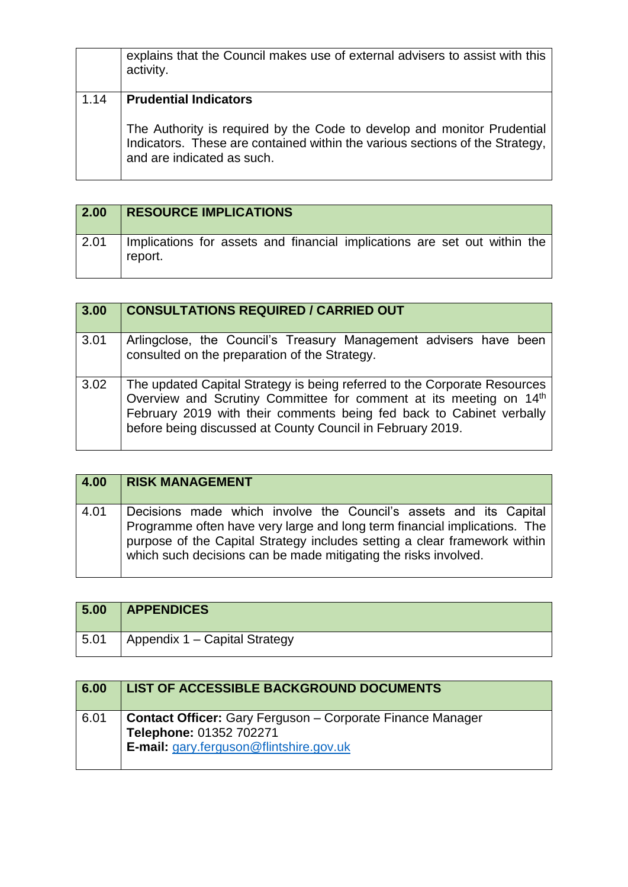| | |
|---|---|
| | explains that the Council makes use of external advisers to assist with this activity. |
| 1.14 | **Prudential Indicators**<br><br>The Authority is required by the Code to develop and monitor Prudential Indicators. These are contained within the various sections of the Strategy, and are indicated as such. |

| **2.00** | **RESOURCE IMPLICATIONS** |
|---|---|
| 2.01 | Implications for assets and financial implications are set out within the report. |

| **3.00** | **CONSULTATIONS REQUIRED / CARRIED OUT** |
|---|---|
| 3.01 | Arlingclose, the Council's Treasury Management advisers have been consulted on the preparation of the Strategy. |
| 3.02 | The updated Capital Strategy is being referred to the Corporate Resources Overview and Scrutiny Committee for comment at its meeting on 14th February 2019 with their comments being fed back to Cabinet verbally before being discussed at County Council in February 2019. |

| **4.00** | **RISK MANAGEMENT** |
|---|---|
| 4.01 | Decisions made which involve the Council's assets and its Capital Programme often have very large and long term financial implications. The purpose of the Capital Strategy includes setting a clear framework within which such decisions can be made mitigating the risks involved. |

| **5.00** | **APPENDICES** |
|---|---|
| 5.01 | Appendix 1 – Capital Strategy |

| **6.00** | **LIST OF ACCESSIBLE BACKGROUND DOCUMENTS** |
|---|---|
| 6.01 | **Contact Officer:** Gary Ferguson – Corporate Finance Manager<br>**Telephone:** 01352 702271<br>**E-mail:** gary.ferguson@flintshire.gov.uk |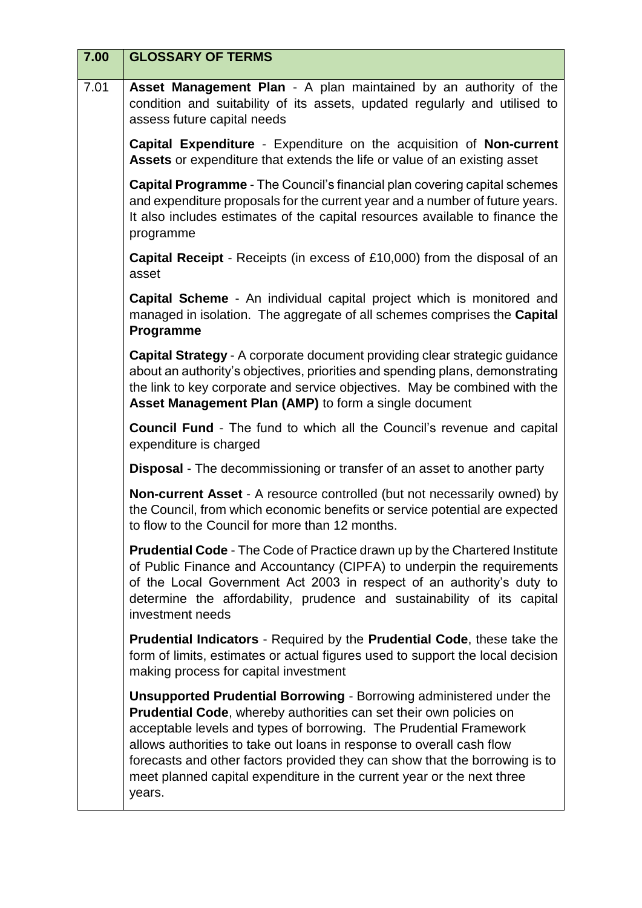| 7.00 | GLOSSARY OF TERMS |
| --- | --- |
| 7.01 | **Asset Management Plan** - A plan maintained by an authority of the condition and suitability of its assets, updated regularly and utilised to assess future capital needs<br><br>**Capital Expenditure** - Expenditure on the acquisition of **Non-current Assets** or expenditure that extends the life or value of an existing asset<br><br>**Capital Programme** - The Council's financial plan covering capital schemes and expenditure proposals for the current year and a number of future years. It also includes estimates of the capital resources available to finance the programme<br><br>**Capital Receipt** - Receipts (in excess of £10,000) from the disposal of an asset<br><br>**Capital Scheme** - An individual capital project which is monitored and managed in isolation. The aggregate of all schemes comprises the **Capital Programme**<br><br>**Capital Strategy** - A corporate document providing clear strategic guidance about an authority's objectives, priorities and spending plans, demonstrating the link to key corporate and service objectives. May be combined with the **Asset Management Plan (AMP)** to form a single document<br><br>**Council Fund** - The fund to which all the Council's revenue and capital expenditure is charged<br><br>**Disposal** - The decommissioning or transfer of an asset to another party<br><br>**Non-current Asset** - A resource controlled (but not necessarily owned) by the Council, from which economic benefits or service potential are expected to flow to the Council for more than 12 months.<br><br>**Prudential Code** - The Code of Practice drawn up by the Chartered Institute of Public Finance and Accountancy (CIPFA) to underpin the requirements of the Local Government Act 2003 in respect of an authority's duty to determine the affordability, prudence and sustainability of its capital investment needs<br><br>**Prudential Indicators** - Required by the **Prudential Code**, these take the form of limits, estimates or actual figures used to support the local decision making process for capital investment<br><br>**Unsupported Prudential Borrowing** - Borrowing administered under the **Prudential Code**, whereby authorities can set their own policies on acceptable levels and types of borrowing. The Prudential Framework allows authorities to take out loans in response to overall cash flow forecasts and other factors provided they can show that the borrowing is to meet planned capital expenditure in the current year or the next three years. |